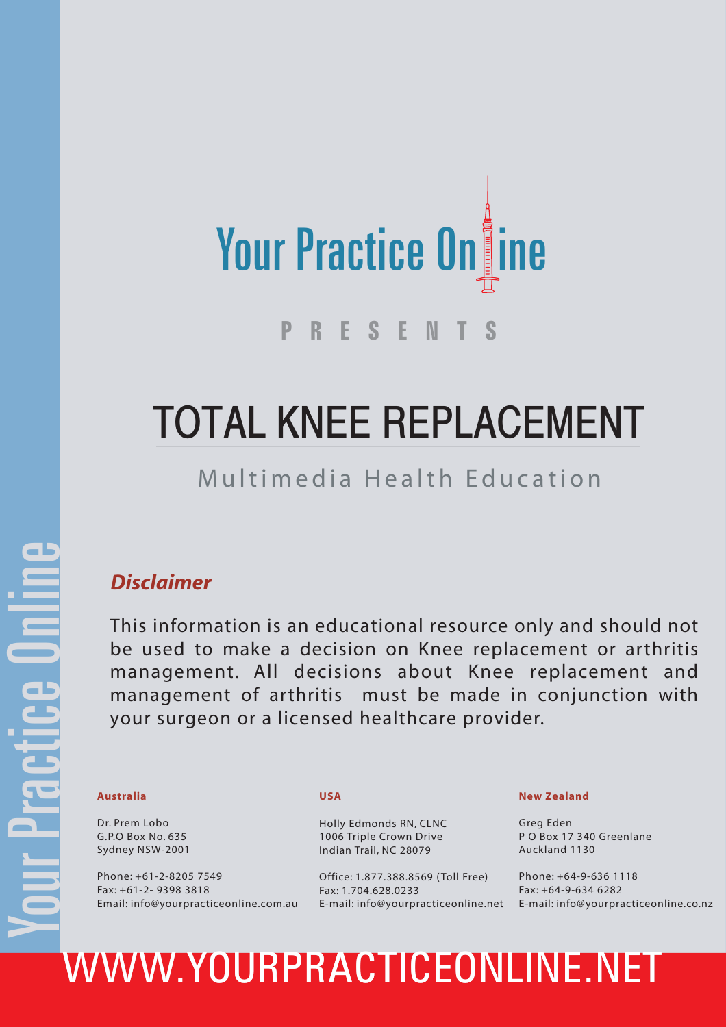Your Practice Online

PRESENTS

# TOTAL KNEE REPLACEMENT

## Multimedia Health Education

### *Disclaimer*

This information is an educational resource only and should not be used to make a decision on Knee replacement or arthritis management. All decisions about Knee replacement and management of arthritis must be made in conjunction with your surgeon or a licensed healthcare provider.

**Australia**

Dr. Prem Lobo
G.P.O Box No. 635
Sydney NSW-2001

Phone: +61-2-8205 7549
Fax: +61-2- 9398 3818
Email: info@yourpracticeonline.com.au

**USA**

Holly Edmonds RN, CLNC
1006 Triple Crown Drive
Indian Trail, NC 28079

Office: 1.877.388.8569 (Toll Free)
Fax: 1.704.628.0233
E-mail: info@yourpracticeonline.net

**New Zealand**

Greg Eden
P O Box 17 340 Greenlane
Auckland 1130

Phone: +64-9-636 1118
Fax: +64-9-634 6282
E-mail: info@yourpracticeonline.co.nz

WWW.YOURPRACTICEONLINE.NET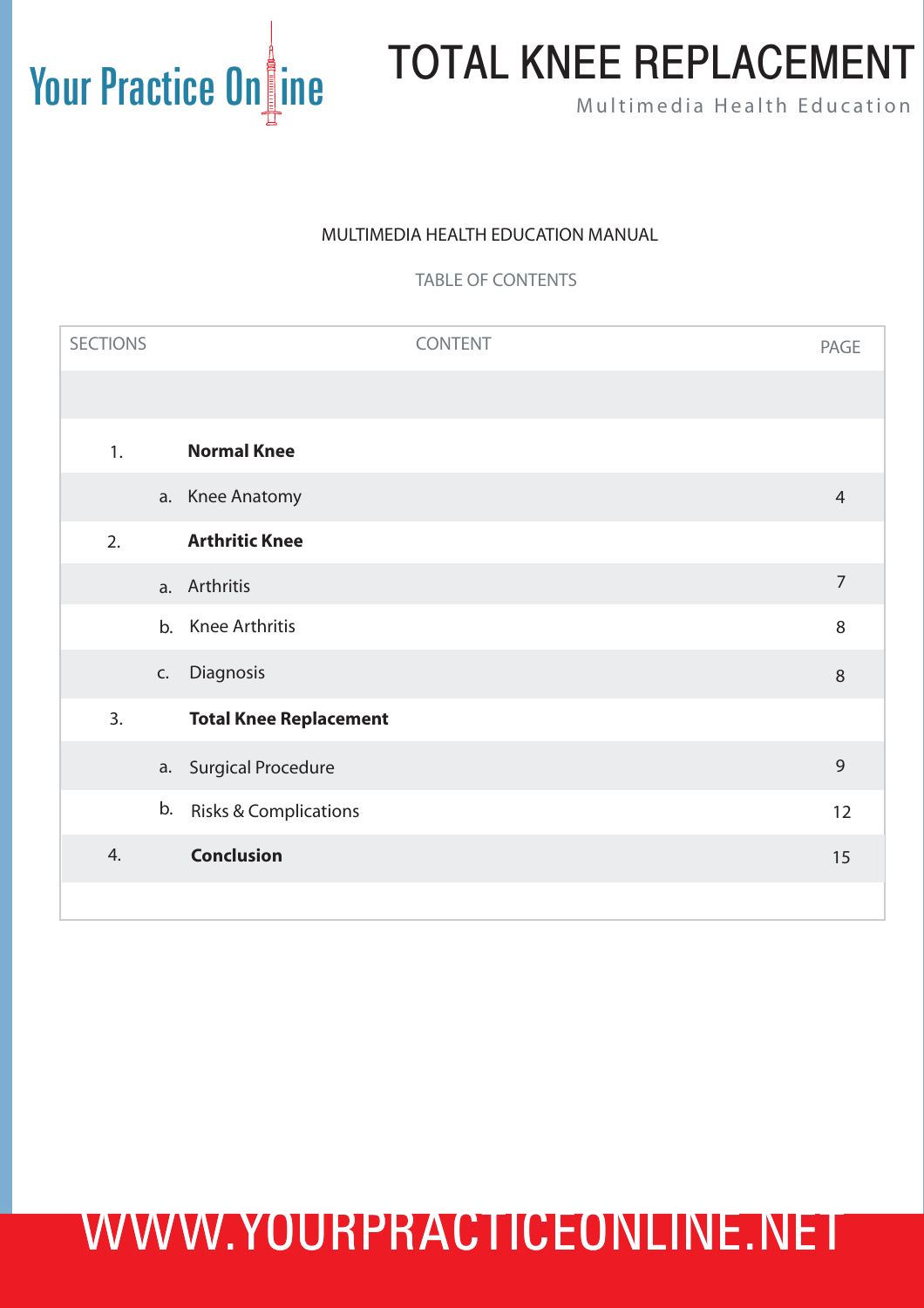# TOTAL KNEE REPLACEMENT

Multimedia Health Education

MULTIMEDIA HEALTH EDUCATION MANUAL

TABLE OF CONTENTS

| SECTIONS | CONTENT | PAGE |
|---|---|---|
| 1. | **Normal Knee** | |
| | a. Knee Anatomy | 4 |
| 2. | **Arthritic Knee** | |
| | a. Arthritis | 7 |
| | b. Knee Arthritis | 8 |
| | c. Diagnosis | 8 |
| 3. | **Total Knee Replacement** | |
| | a. Surgical Procedure | 9 |
| | b. Risks & Complications | 12 |
| 4. | **Conclusion** | 15 |

WWW.YOURPRACTICEONLINE.NET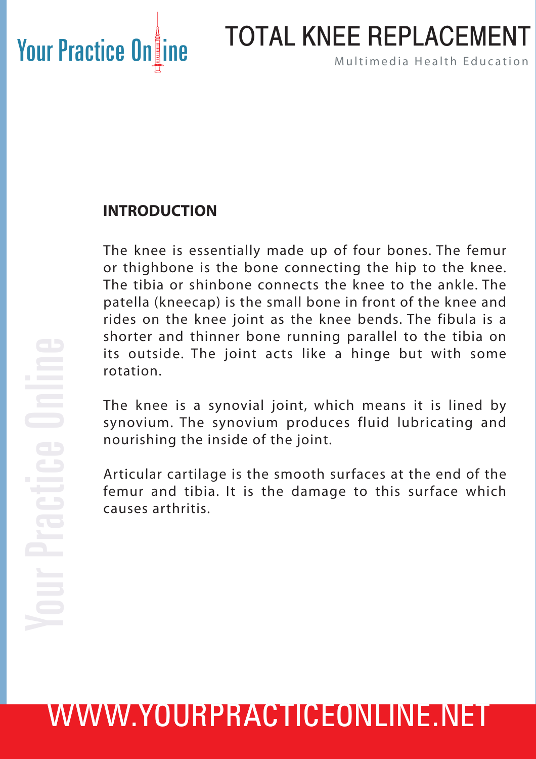## INTRODUCTION

The knee is essentially made up of four bones. The femur or thighbone is the bone connecting the hip to the knee. The tibia or shinbone connects the knee to the ankle. The patella (kneecap) is the small bone in front of the knee and rides on the knee joint as the knee bends. The fibula is a shorter and thinner bone running parallel to the tibia on its outside. The joint acts like a hinge but with some rotation.

The knee is a synovial joint, which means it is lined by synovium. The synovium produces fluid lubricating and nourishing the inside of the joint.

Articular cartilage is the smooth surfaces at the end of the femur and tibia. It is the damage to this surface which causes arthritis.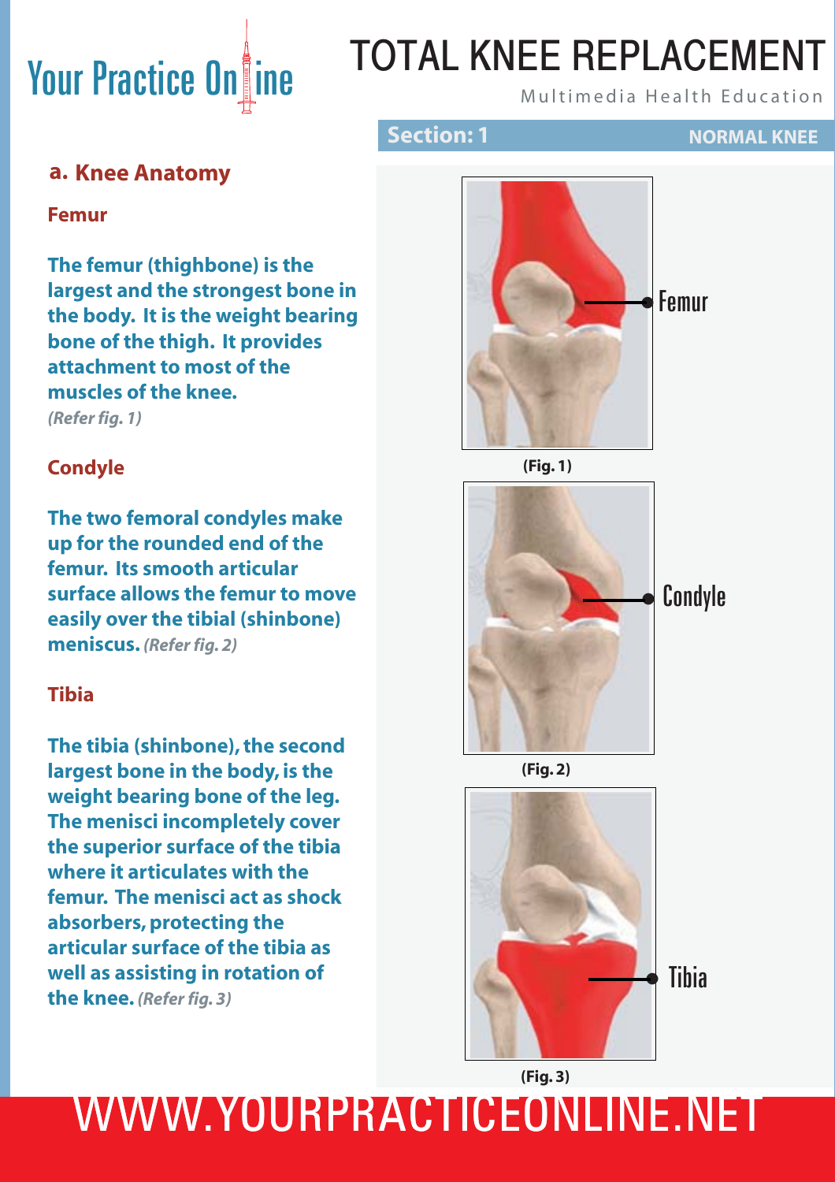# TOTAL KNEE REPLACEMENT

Multimedia Health Education

## Section: 1 NORMAL KNEE

### a. Knee Anatomy

#### Femur

**The femur (thighbone) is the largest and the strongest bone in the body. It is the weight bearing bone of the thigh. It provides attachment to most of the muscles of the knee.**
***(Refer fig. 1)***

#### Condyle

**The two femoral condyles make up for the rounded end of the femur. Its smooth articular surface allows the femur to move easily over the tibial (shinbone) meniscus.** ***(Refer fig. 2)***

#### Tibia

**The tibia (shinbone), the second largest bone in the body, is the weight bearing bone of the leg. The menisci incompletely cover the superior surface of the tibia where it articulates with the femur. The menisci act as shock absorbers, protecting the articular surface of the tibia as well as assisting in rotation of the knee.** ***(Refer fig. 3)***

Femur

**(Fig. 1)**

Condyle

**(Fig. 2)**

Tibia

**(Fig. 3)**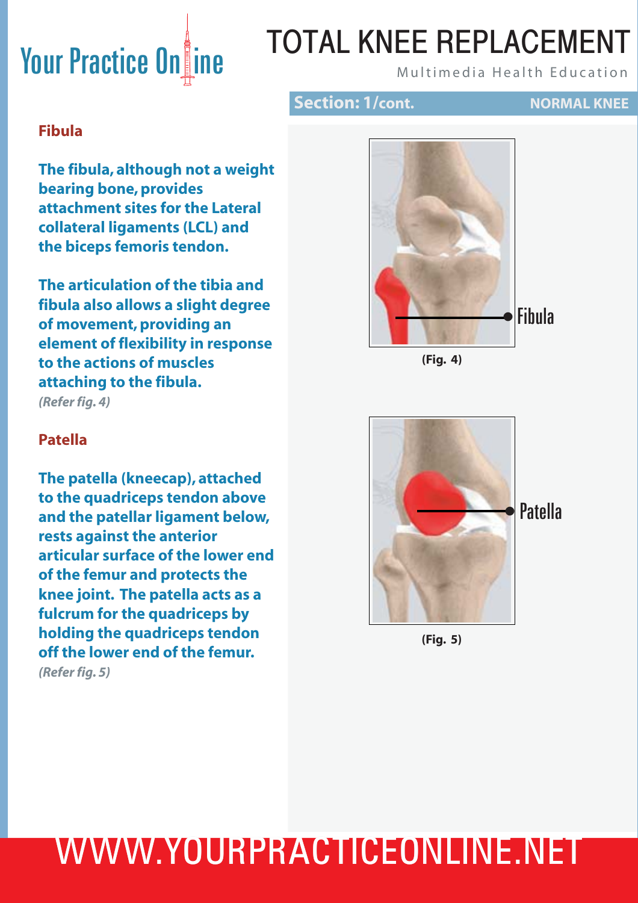## Fibula

**The fibula, although not a weight bearing bone, provides attachment sites for the Lateral collateral ligaments (LCL) and the biceps femoris tendon.**

**The articulation of the tibia and fibula also allows a slight degree of movement, providing an element of flexibility in response to the actions of muscles attaching to the fibula.**
***(Refer fig. 4)***

Fibula

**(Fig. 4)**

## Patella

**The patella (kneecap), attached to the quadriceps tendon above and the patellar ligament below, rests against the anterior articular surface of the lower end of the femur and protects the knee joint. The patella acts as a fulcrum for the quadriceps by holding the quadriceps tendon off the lower end of the femur.**
***(Refer fig. 5)***

Patella

**(Fig. 5)**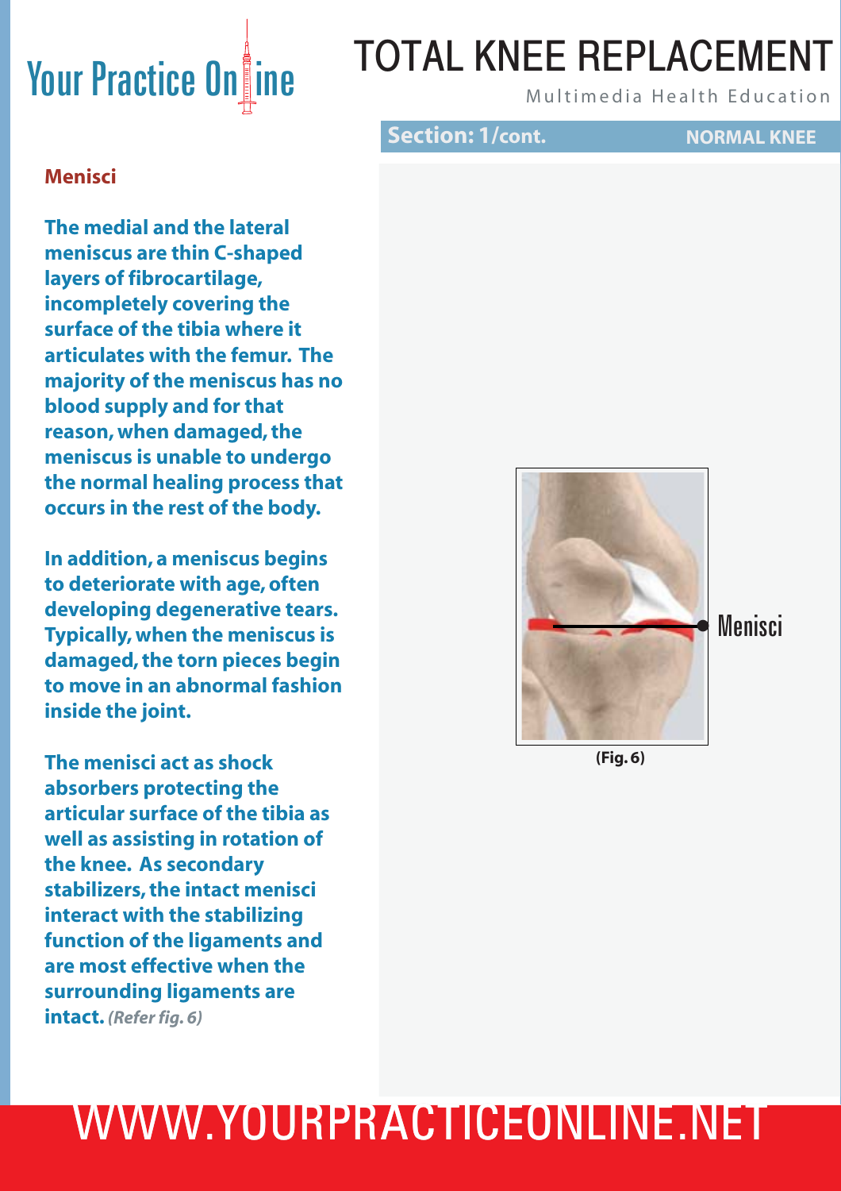## Menisci

**The medial and the lateral meniscus are thin C-shaped layers of fibrocartilage, incompletely covering the surface of the tibia where it articulates with the femur. The majority of the meniscus has no blood supply and for that reason, when damaged, the meniscus is unable to undergo the normal healing process that occurs in the rest of the body.**

**In addition, a meniscus begins to deteriorate with age, often developing degenerative tears. Typically, when the meniscus is damaged, the torn pieces begin to move in an abnormal fashion inside the joint.**

**The menisci act as shock absorbers protecting the articular surface of the tibia as well as assisting in rotation of the knee. As secondary stabilizers, the intact menisci interact with the stabilizing function of the ligaments and are most effective when the surrounding ligaments are intact.** ***(Refer fig. 6)***

Menisci

**(Fig. 6)**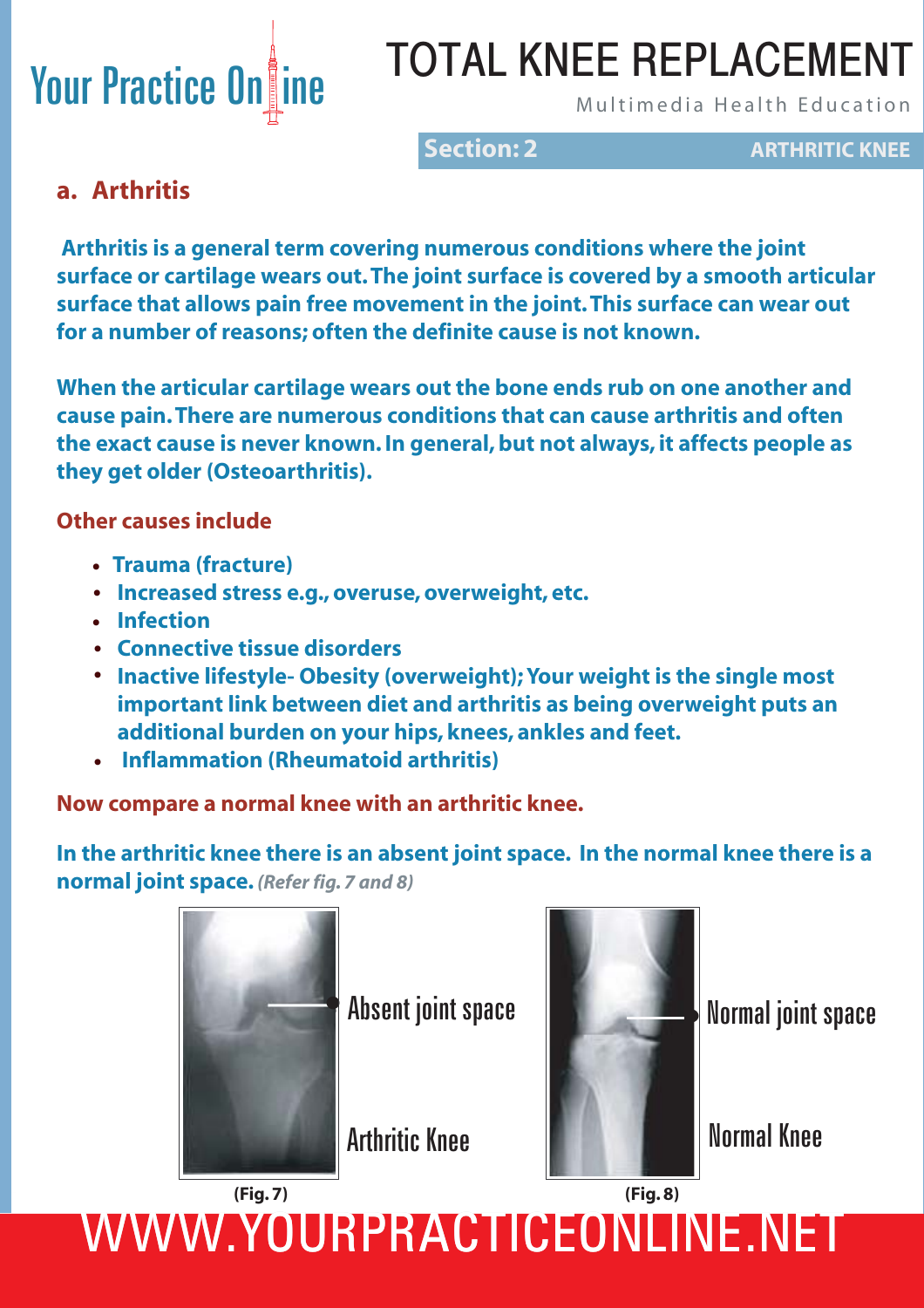## a. Arthritis

**Arthritis is a general term covering numerous conditions where the joint surface or cartilage wears out. The joint surface is covered by a smooth articular surface that allows pain free movement in the joint. This surface can wear out for a number of reasons; often the definite cause is not known.**

**When the articular cartilage wears out the bone ends rub on one another and cause pain. There are numerous conditions that can cause arthritis and often the exact cause is never known. In general, but not always, it affects people as they get older (Osteoarthritis).**

**Other causes include**

- **Trauma (fracture)**
- **Increased stress e.g., overuse, overweight, etc.**
- **Infection**
- **Connective tissue disorders**
- **Inactive lifestyle- Obesity (overweight); Your weight is the single most important link between diet and arthritis as being overweight puts an additional burden on your hips, knees, ankles and feet.**
- **Inflammation (Rheumatoid arthritis)**

**Now compare a normal knee with an arthritic knee.**

**In the arthritic knee there is an absent joint space. In the normal knee there is a normal joint space.** ***(Refer fig. 7 and 8)***

Absent joint space

Arthritic Knee

**(Fig. 7)**

Normal joint space

Normal Knee

**(Fig. 8)**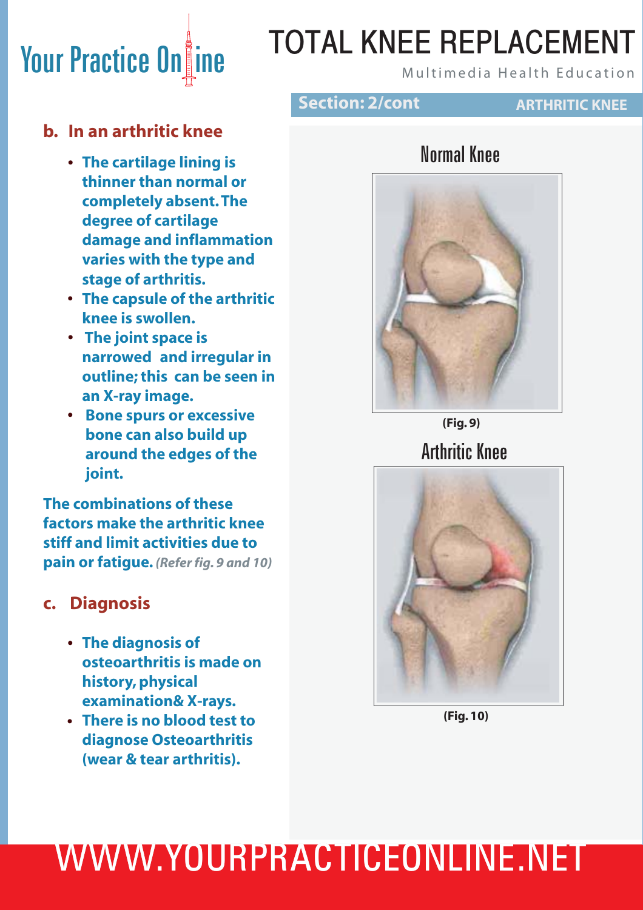# TOTAL KNEE REPLACEMENT

Multimedia Health Education

**Section: 2/cont** **ARTHRITIC KNEE**

## b. In an arthritic knee

- **The cartilage lining is thinner than normal or completely absent. The degree of cartilage damage and inflammation varies with the type and stage of arthritis.**
- **The capsule of the arthritic knee is swollen.**
- **The joint space is narrowed and irregular in outline; this can be seen in an X-ray image.**
- **Bone spurs or excessive bone can also build up around the edges of the joint.**

**The combinations of these factors make the arthritic knee stiff and limit activities due to pain or fatigue.** ***(Refer fig. 9 and 10)***

Normal Knee

**(Fig. 9)**

Arthritic Knee

**(Fig. 10)**

## c. Diagnosis

- **The diagnosis of osteoarthritis is made on history, physical examination& X-rays.**
- **There is no blood test to diagnose Osteoarthritis (wear & tear arthritis).**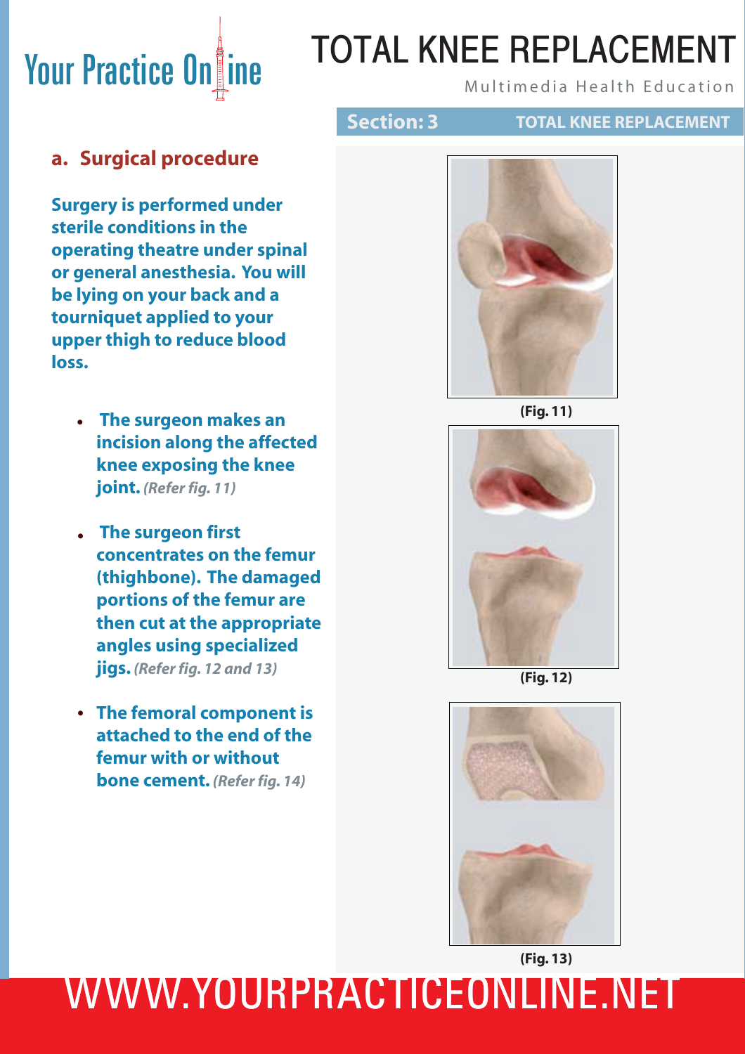# TOTAL KNEE REPLACEMENT

Multimedia Health Education

**Section: 3** **TOTAL KNEE REPLACEMENT**

## a. Surgical procedure

**Surgery is performed under sterile conditions in the operating theatre under spinal or general anesthesia. You will be lying on your back and a tourniquet applied to your upper thigh to reduce blood loss.**

- **The surgeon makes an incision along the affected knee exposing the knee joint.** *(Refer fig. 11)*
- **The surgeon first concentrates on the femur (thighbone). The damaged portions of the femur are then cut at the appropriate angles using specialized jigs.** *(Refer fig. 12 and 13)*
- **The femoral component is attached to the end of the femur with or without bone cement.** *(Refer fig. 14)*

**(Fig. 11)**

**(Fig. 12)**

**(Fig. 13)**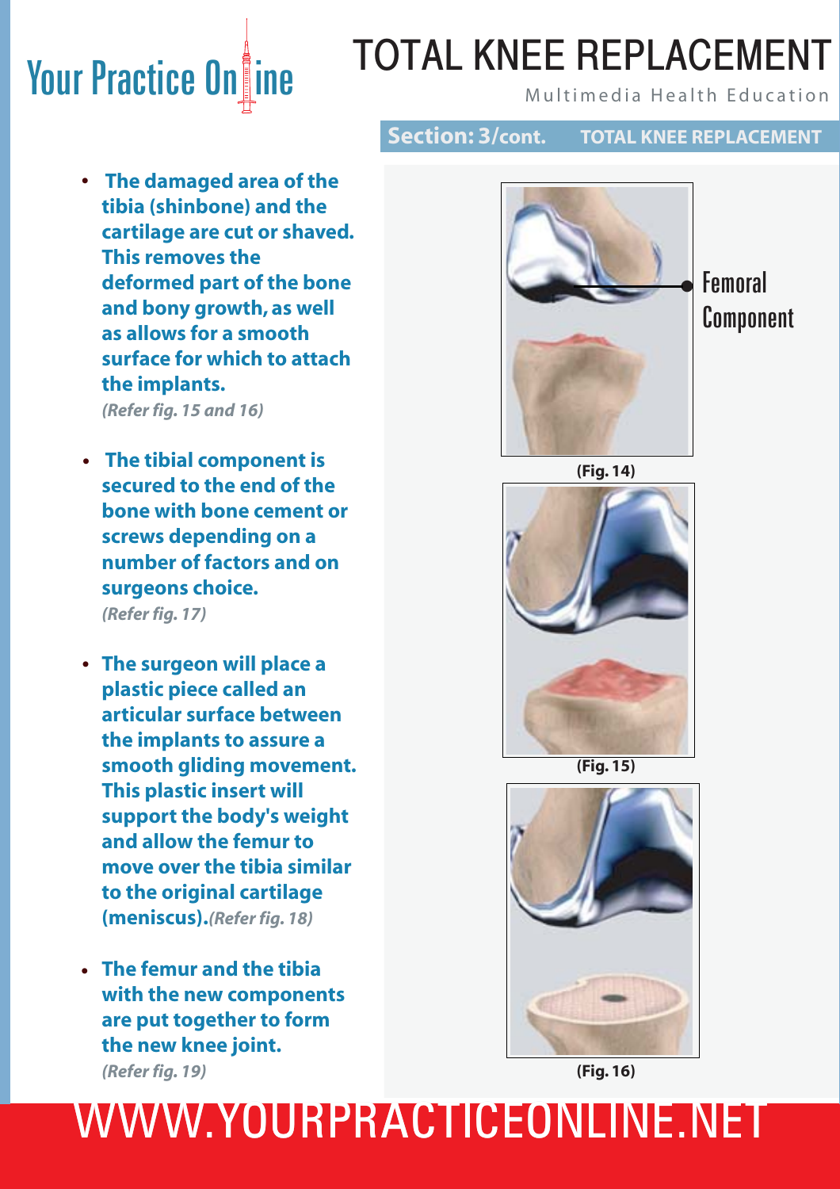**Section: 3/cont. TOTAL KNEE REPLACEMENT**

- **The damaged area of the tibia (shinbone) and the cartilage are cut or shaved. This removes the deformed part of the bone and bony growth, as well as allows for a smooth surface for which to attach the implants.**
  *(Refer fig. 15 and 16)*

- **The tibial component is secured to the end of the bone with bone cement or screws depending on a number of factors and on surgeons choice.**
  *(Refer fig. 17)*

- **The surgeon will place a plastic piece called an articular surface between the implants to assure a smooth gliding movement. This plastic insert will support the body's weight and allow the femur to move over the tibia similar to the original cartilage (meniscus).** *(Refer fig. 18)*

- **The femur and the tibia with the new components are put together to form the new knee joint.**
  *(Refer fig. 19)*

Femoral Component

**(Fig. 14)**

**(Fig. 15)**

**(Fig. 16)**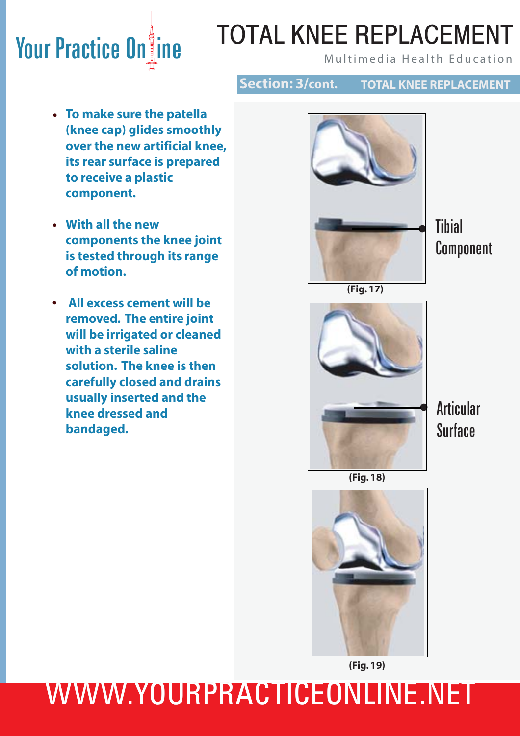## Section: 3/cont. TOTAL KNEE REPLACEMENT

- To make sure the patella (knee cap) glides smoothly over the new artificial knee, its rear surface is prepared to receive a plastic component.
- With all the new components the knee joint is tested through its range of motion.
- All excess cement will be removed. The entire joint will be irrigated or cleaned with a sterile saline solution. The knee is then carefully closed and drains usually inserted and the knee dressed and bandaged.

Tibial Component

(Fig. 17)

Articular Surface

(Fig. 18)

(Fig. 19)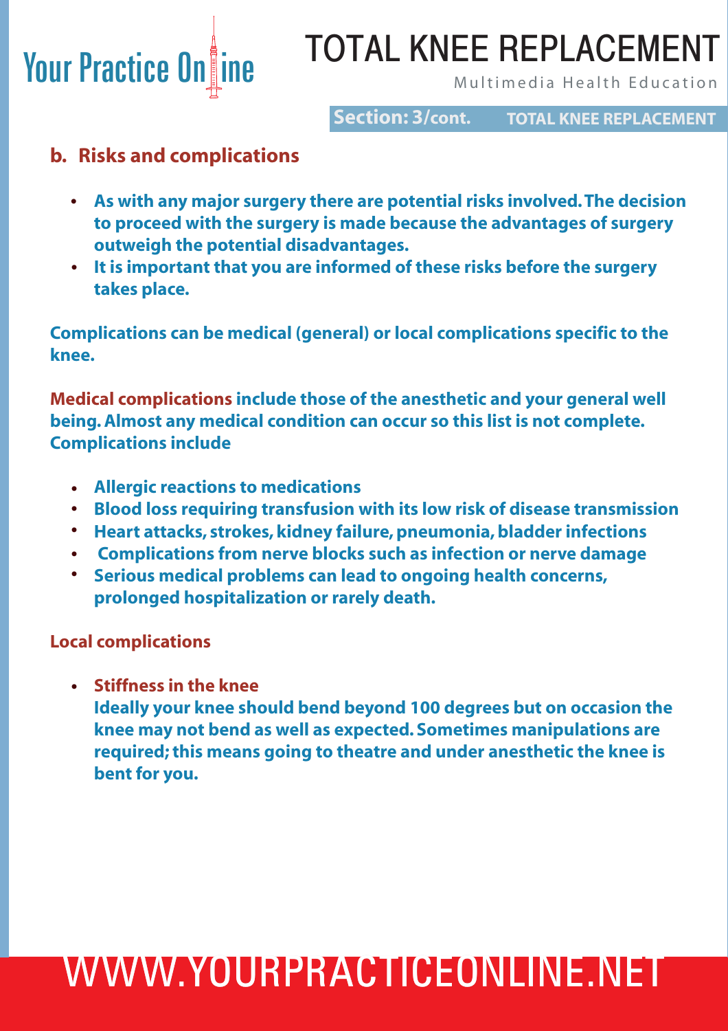## b. Risks and complications

- **As with any major surgery there are potential risks involved. The decision to proceed with the surgery is made because the advantages of surgery outweigh the potential disadvantages.**
- **It is important that you are informed of these risks before the surgery takes place.**

**Complications can be medical (general) or local complications specific to the knee.**

**Medical complications include those of the anesthetic and your general well being. Almost any medical condition can occur so this list is not complete. Complications include**

- **Allergic reactions to medications**
- **Blood loss requiring transfusion with its low risk of disease transmission**
- **Heart attacks, strokes, kidney failure, pneumonia, bladder infections**
- **Complications from nerve blocks such as infection or nerve damage**
- **Serious medical problems can lead to ongoing health concerns, prolonged hospitalization or rarely death.**

### Local complications

- **Stiffness in the knee**
  **Ideally your knee should bend beyond 100 degrees but on occasion the knee may not bend as well as expected. Sometimes manipulations are required; this means going to theatre and under anesthetic the knee is bent for you.**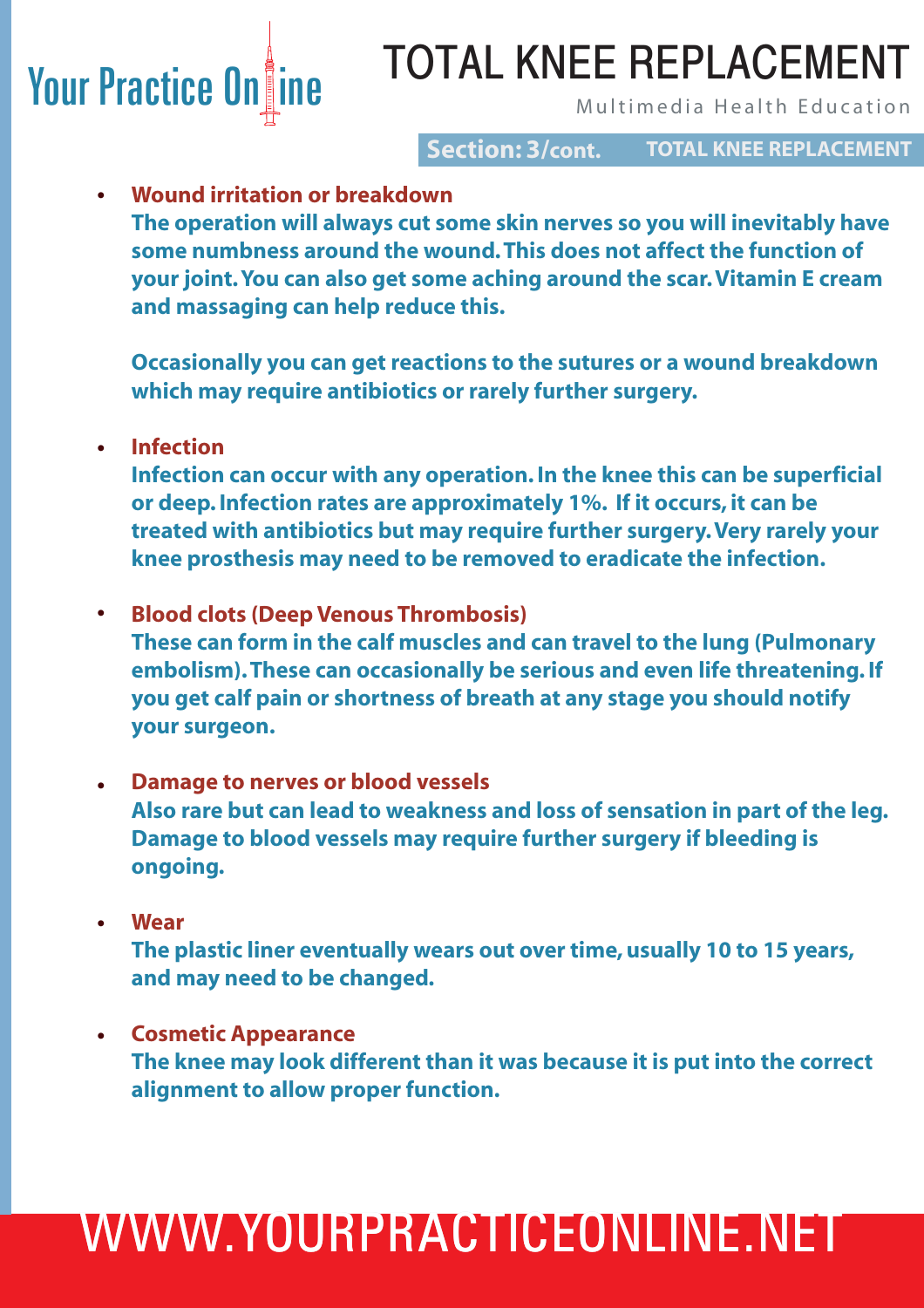- **Wound irritation or breakdown**
  The operation will always cut some skin nerves so you will inevitably have some numbness around the wound. This does not affect the function of your joint. You can also get some aching around the scar. Vitamin E cream and massaging can help reduce this.

  Occasionally you can get reactions to the sutures or a wound breakdown which may require antibiotics or rarely further surgery.

- **Infection**
  Infection can occur with any operation. In the knee this can be superficial or deep. Infection rates are approximately 1%. If it occurs, it can be treated with antibiotics but may require further surgery. Very rarely your knee prosthesis may need to be removed to eradicate the infection.

- **Blood clots (Deep Venous Thrombosis)**
  These can form in the calf muscles and can travel to the lung (Pulmonary embolism). These can occasionally be serious and even life threatening. If you get calf pain or shortness of breath at any stage you should notify your surgeon.

- **Damage to nerves or blood vessels**
  Also rare but can lead to weakness and loss of sensation in part of the leg. Damage to blood vessels may require further surgery if bleeding is ongoing.

- **Wear**
  The plastic liner eventually wears out over time, usually 10 to 15 years, and may need to be changed.

- **Cosmetic Appearance**
  The knee may look different than it was because it is put into the correct alignment to allow proper function.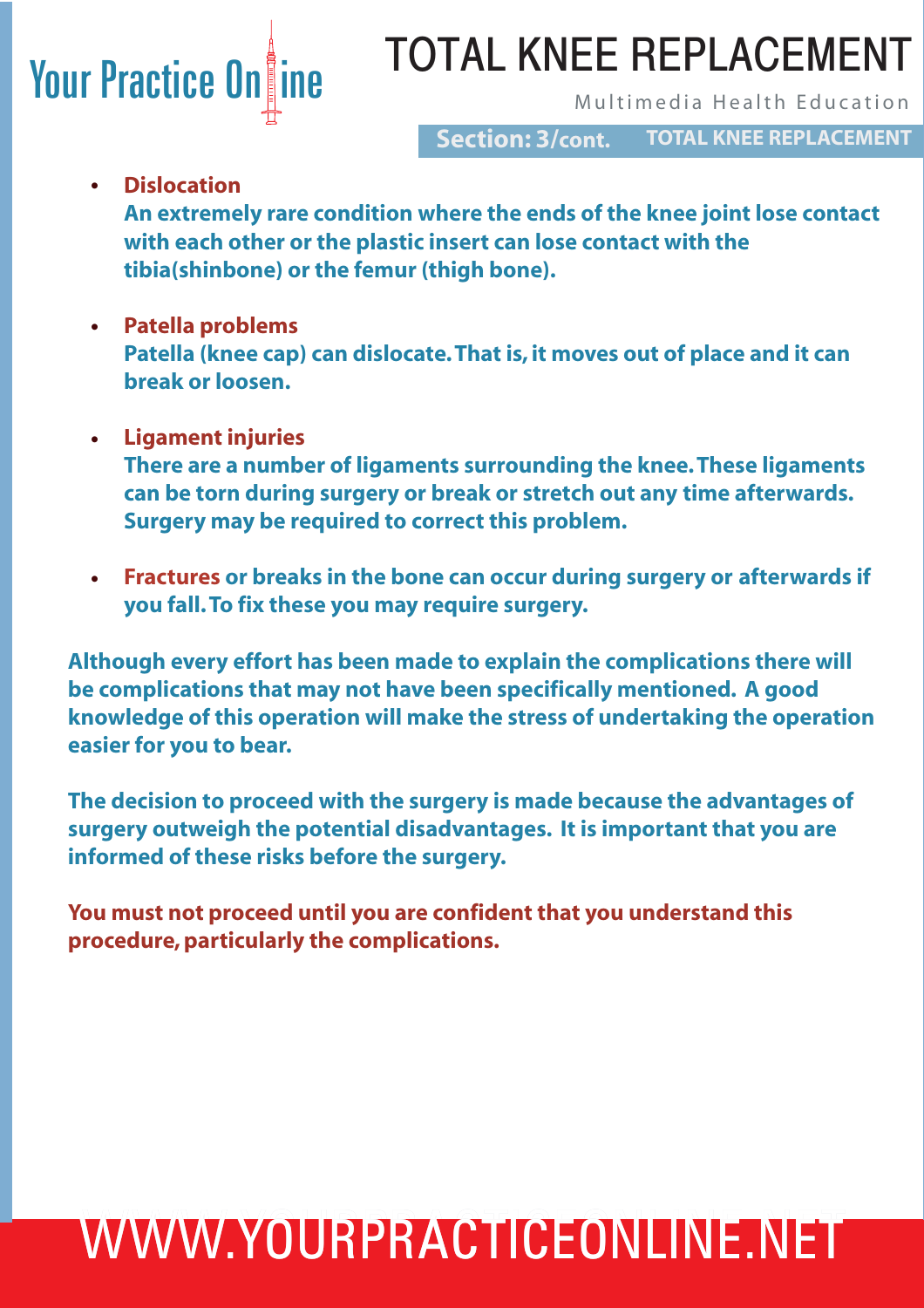- **Dislocation**
  **An extremely rare condition where the ends of the knee joint lose contact with each other or the plastic insert can lose contact with the tibia(shinbone) or the femur (thigh bone).**

- **Patella problems**
  **Patella (knee cap) can dislocate. That is, it moves out of place and it can break or loosen.**

- **Ligament injuries**
  **There are a number of ligaments surrounding the knee. These ligaments can be torn during surgery or break or stretch out any time afterwards. Surgery may be required to correct this problem.**

- **Fractures or breaks in the bone can occur during surgery or afterwards if you fall. To fix these you may require surgery.**

**Although every effort has been made to explain the complications there will be complications that may not have been specifically mentioned. A good knowledge of this operation will make the stress of undertaking the operation easier for you to bear.**

**The decision to proceed with the surgery is made because the advantages of surgery outweigh the potential disadvantages. It is important that you are informed of these risks before the surgery.**

**You must not proceed until you are confident that you understand this procedure, particularly the complications.**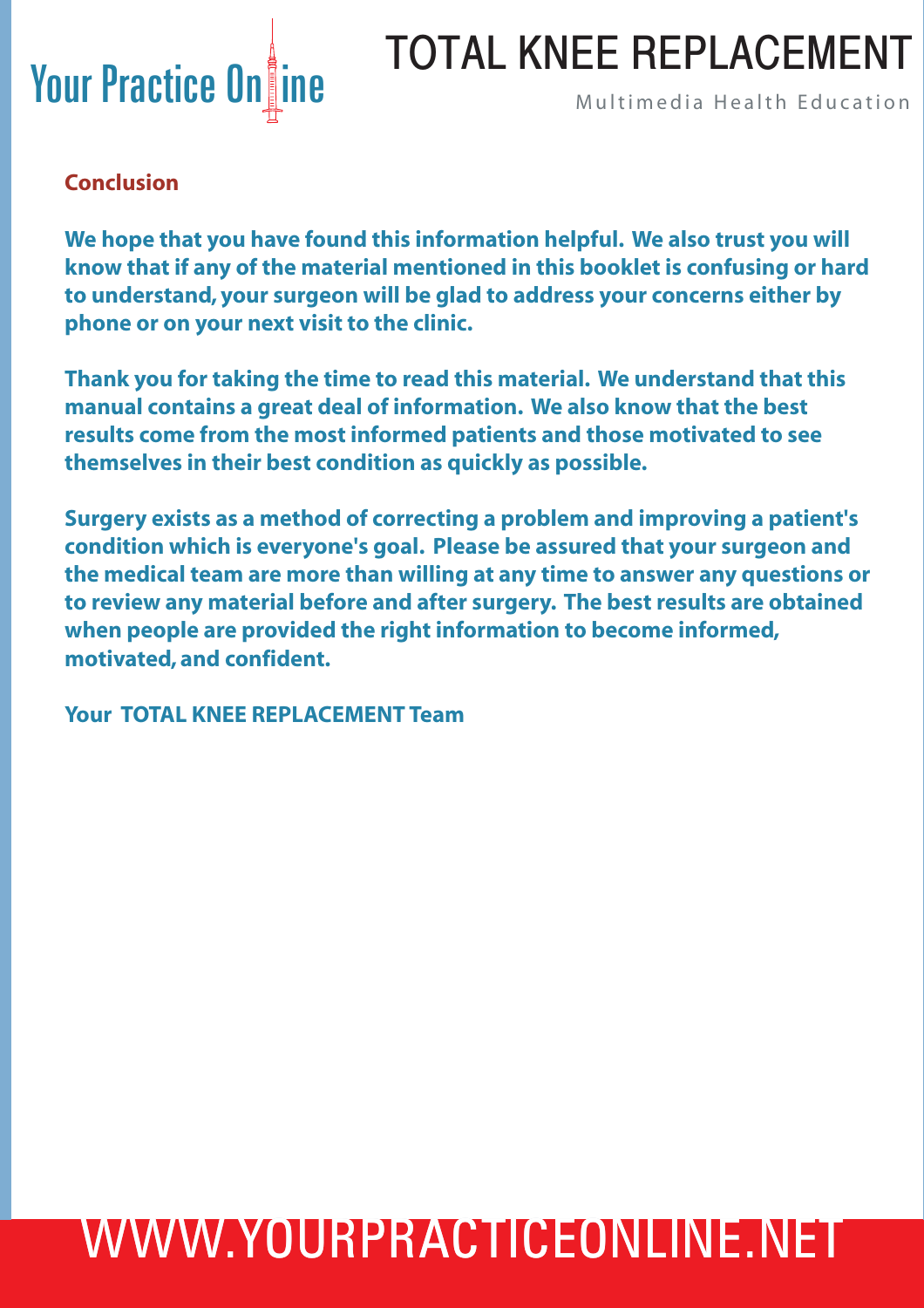## Conclusion

**We hope that you have found this information helpful. We also trust you will know that if any of the material mentioned in this booklet is confusing or hard to understand, your surgeon will be glad to address your concerns either by phone or on your next visit to the clinic.**

**Thank you for taking the time to read this material. We understand that this manual contains a great deal of information. We also know that the best results come from the most informed patients and those motivated to see themselves in their best condition as quickly as possible.**

**Surgery exists as a method of correcting a problem and improving a patient's condition which is everyone's goal. Please be assured that your surgeon and the medical team are more than willing at any time to answer any questions or to review any material before and after surgery. The best results are obtained when people are provided the right information to become informed, motivated, and confident.**

**Your TOTAL KNEE REPLACEMENT Team**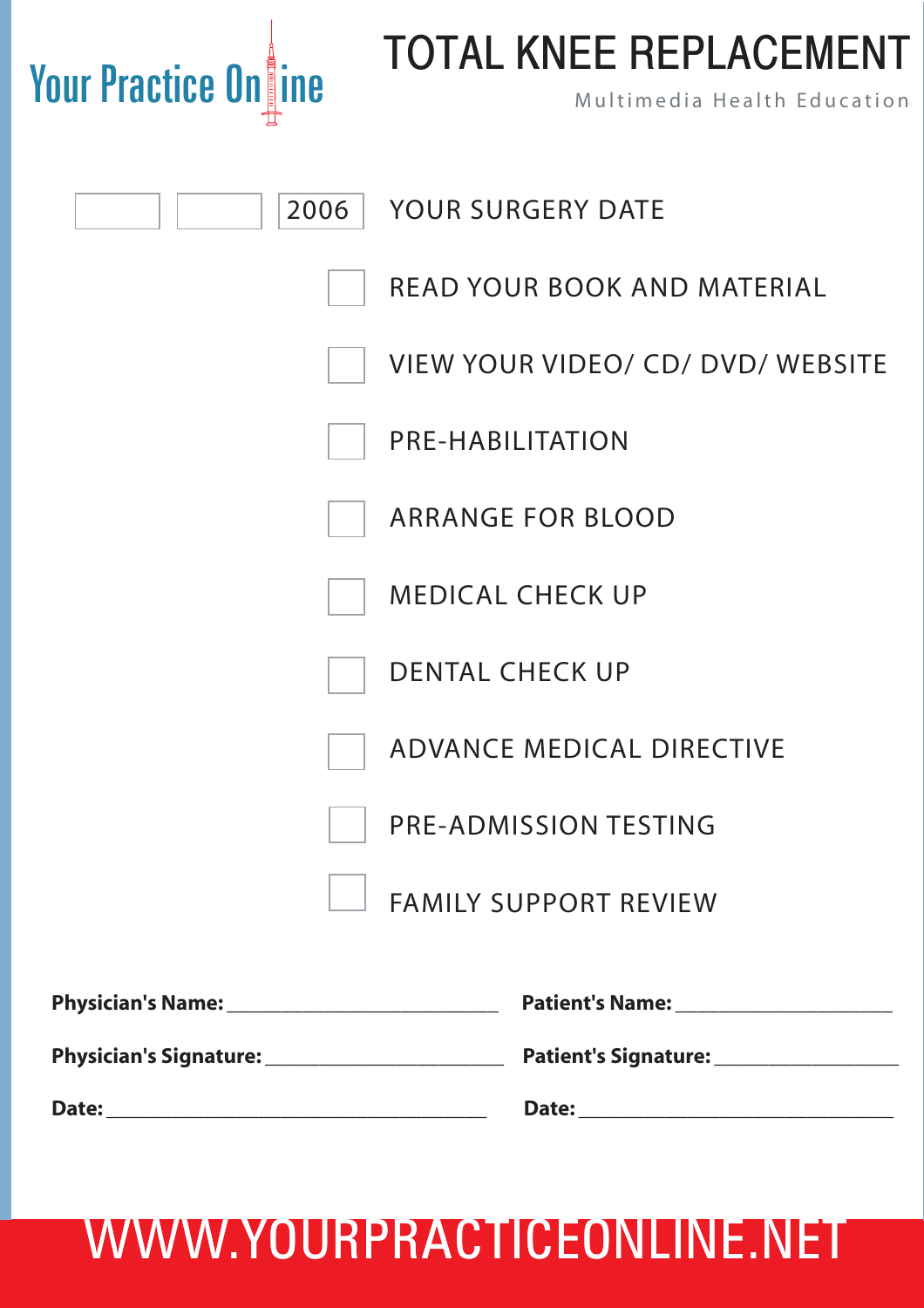Your Practice Online

# TOTAL KNEE REPLACEMENT

Multimedia Health Education

| | | | |
|---|---|---|---|
| ☐ | ☐ | 2006 | YOUR SURGERY DATE |

- ☐ READ YOUR BOOK AND MATERIAL
- ☐ VIEW YOUR VIDEO/ CD/ DVD/ WEBSITE
- ☐ PRE-HABILITATION
- ☐ ARRANGE FOR BLOOD
- ☐ MEDICAL CHECK UP
- ☐ DENTAL CHECK UP
- ☐ ADVANCE MEDICAL DIRECTIVE
- ☐ PRE-ADMISSION TESTING
- ☐ FAMILY SUPPORT REVIEW

**Physician's Name:** ______________________________

**Physician's Signature:** ______________________________

**Date:** ______________________________

**Patient's Name:** ______________________________

**Patient's Signature:** ______________________________

**Date:** ______________________________

WWW.YOURPRACTICEONLINE.NET